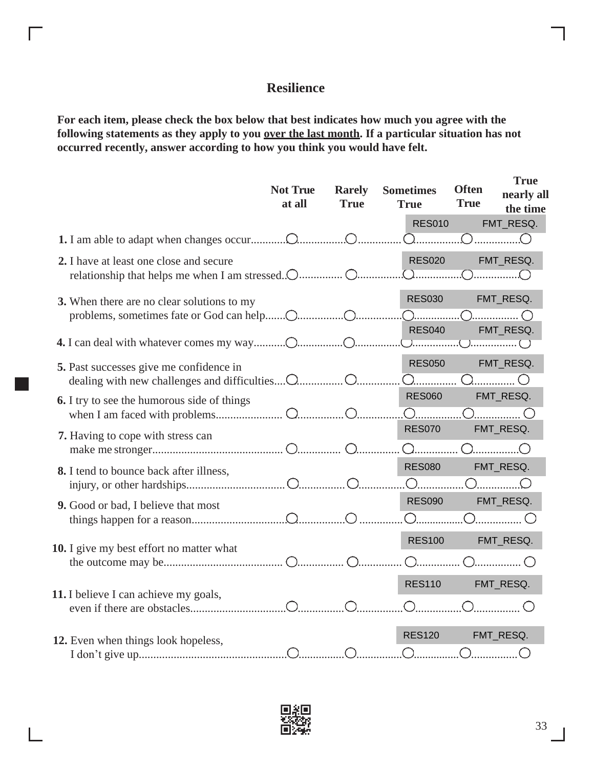# Resilience

**For each item, please check the box below that best indicates how much you agree with the following statements as they apply to you <u>over the last month</u>. If a particular situation has not occurred recently, answer according to how you think you would have felt.**

| | Not True at all | Rarely True | Sometimes True | Often True | True nearly all the time |
|---|---|---|---|---|---|
| **1.** I am able to adapt when changes occur (RES010 FMT_RESQ.) | ○ | ○ | ○ | ○ | ○ |
| **2.** I have at least one close and secure relationship that helps me when I am stressed (RES020 FMT_RESQ.) | ○ | ○ | ○ | ○ | ○ |
| **3.** When there are no clear solutions to my problems, sometimes fate or God can help (RES030 FMT_RESQ.) | ○ | ○ | ○ | ○ | ○ |
| **4.** I can deal with whatever comes my way (RES040 FMT_RESQ.) | ○ | ○ | ○ | ○ | ○ |
| **5.** Past successes give me confidence in dealing with new challenges and difficulties (RES050 FMT_RESQ.) | ○ | ○ | ○ | ○ | ○ |
| **6.** I try to see the humorous side of things when I am faced with problems (RES060 FMT_RESQ.) | ○ | ○ | ○ | ○ | ○ |
| **7.** Having to cope with stress can make me stronger (RES070 FMT_RESQ.) | ○ | ○ | ○ | ○ | ○ |
| **8.** I tend to bounce back after illness, injury, or other hardships (RES080 FMT_RESQ.) | ○ | ○ | ○ | ○ | ○ |
| **9.** Good or bad, I believe that most things happen for a reason (RES090 FMT_RESQ.) | ○ | ○ | ○ | ○ | ○ |
| **10.** I give my best effort no matter what the outcome may be (RES100 FMT_RESQ.) | ○ | ○ | ○ | ○ | ○ |
| **11.** I believe I can achieve my goals, even if there are obstacles (RES110 FMT_RESQ.) | ○ | ○ | ○ | ○ | ○ |
| **12.** Even when things look hopeless, I don't give up (RES120 FMT_RESQ.) | ○ | ○ | ○ | ○ | ○ |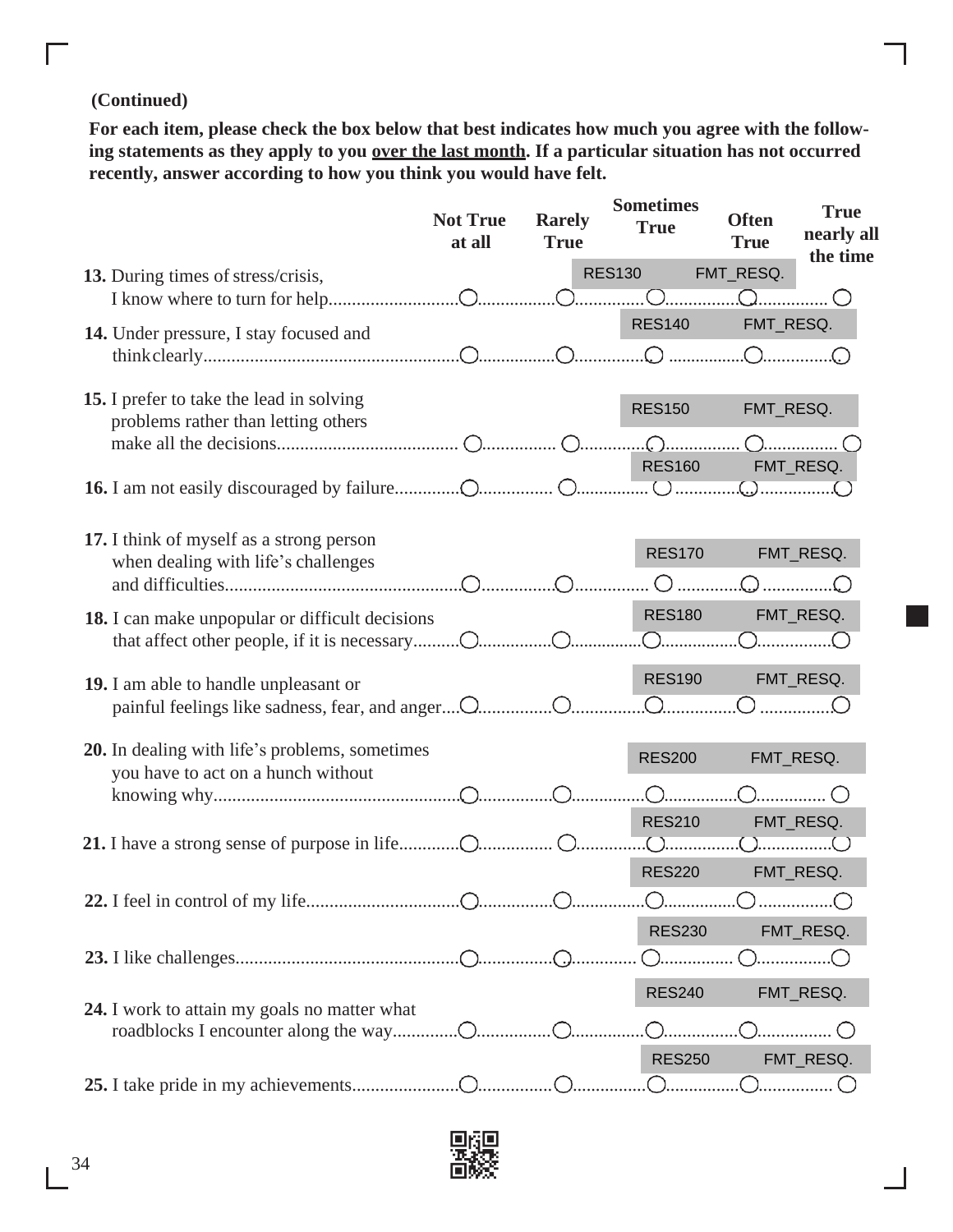**(Continued)**

**For each item, please check the box below that best indicates how much you agree with the following statements as they apply to you <u>over the last month</u>. If a particular situation has not occurred recently, answer according to how you think you would have felt.**

| | Not True at all | Rarely True | Sometimes True | Often True | True nearly all the time |
|---|---|---|---|---|---|
| **13.** During times of stress/crisis, I know where to turn for help | ○ | ○ | ○ | ○ | ○ |
| **14.** Under pressure, I stay focused and think clearly | ○ | ○ | ○ | ○ | ○ |
| **15.** I prefer to take the lead in solving problems rather than letting others make all the decisions | ○ | ○ | ○ | ○ | ○ |
| **16.** I am not easily discouraged by failure | ○ | ○ | ○ | ○ | ○ |
| **17.** I think of myself as a strong person when dealing with life's challenges and difficulties | ○ | ○ | ○ | ○ | ○ |
| **18.** I can make unpopular or difficult decisions that affect other people, if it is necessary | ○ | ○ | ○ | ○ | ○ |
| **19.** I am able to handle unpleasant or painful feelings like sadness, fear, and anger | ○ | ○ | ○ | ○ | ○ |
| **20.** In dealing with life's problems, sometimes you have to act on a hunch without knowing why | ○ | ○ | ○ | ○ | ○ |
| **21.** I have a strong sense of purpose in life | ○ | ○ | ○ | ○ | ○ |
| **22.** I feel in control of my life | ○ | ○ | ○ | ○ | ○ |
| **23.** I like challenges | ○ | ○ | ○ | ○ | ○ |
| **24.** I work to attain my goals no matter what roadblocks I encounter along the way | ○ | ○ | ○ | ○ | ○ |
| **25.** I take pride in my achievements | ○ | ○ | ○ | ○ | ○ |